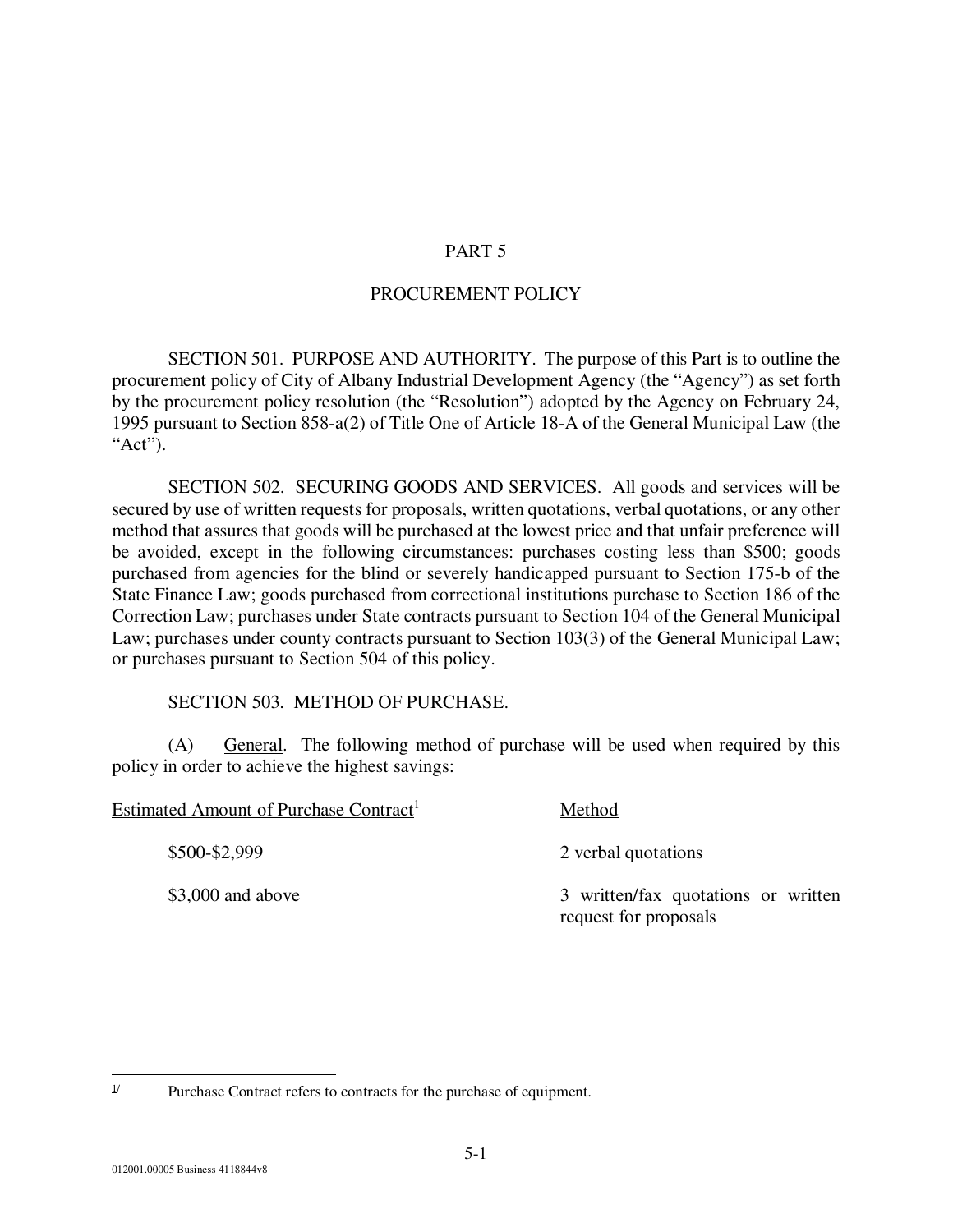# PART 5

## PROCUREMENT POLICY

SECTION 501. PURPOSE AND AUTHORITY. The purpose of this Part is to outline the procurement policy of City of Albany Industrial Development Agency (the "Agency") as set forth by the procurement policy resolution (the "Resolution") adopted by the Agency on February 24, 1995 pursuant to Section 858-a(2) of Title One of Article 18-A of the General Municipal Law (the "Act").

SECTION 502. SECURING GOODS AND SERVICES. All goods and services will be secured by use of written requests for proposals, written quotations, verbal quotations, or any other method that assures that goods will be purchased at the lowest price and that unfair preference will be avoided, except in the following circumstances: purchases costing less than $500; goods purchased from agencies for the blind or severely handicapped pursuant to Section 175-b of the State Finance Law; goods purchased from correctional institutions purchase to Section 186 of the Correction Law; purchases under State contracts pursuant to Section 104 of the General Municipal Law; purchases under county contracts pursuant to Section 103(3) of the General Municipal Law; or purchases pursuant to Section 504 of this policy.

SECTION 503. METHOD OF PURCHASE.

(A) General. The following method of purchase will be used when required by this policy in order to achieve the highest savings:

| Estimated Amount of Purchase Contract[1] | Method |
|---|---|
| $500-$2,999 | 2 verbal quotations |
| $3,000 and above | 3 written/fax quotations or written request for proposals |

[1] Purchase Contract refers to contracts for the purchase of equipment.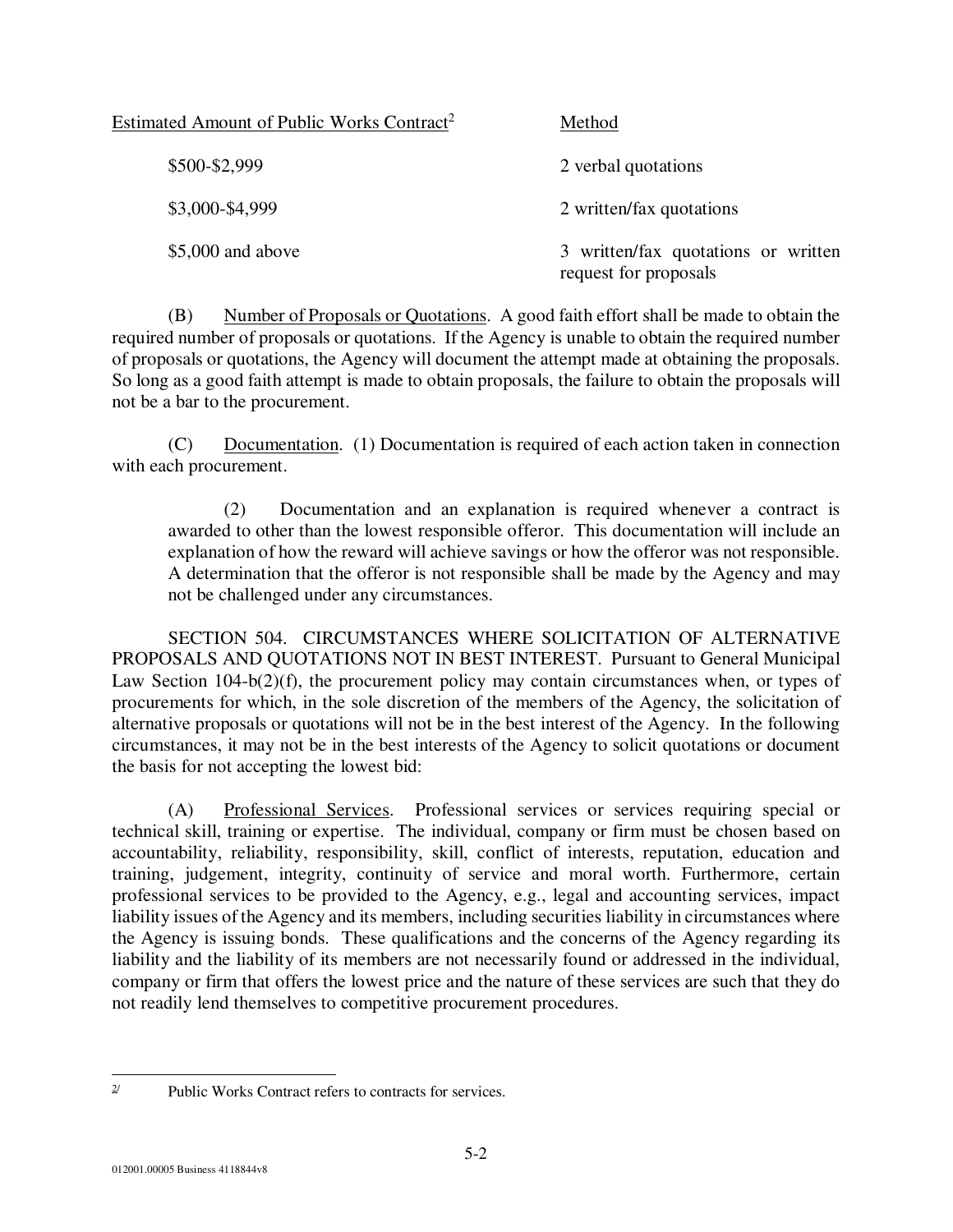| Estimated Amount of Public Works Contract[2] | Method |
|---|---|
| $500-$2,999 | 2 verbal quotations |
| $3,000-$4,999 | 2 written/fax quotations |
| $5,000 and above | 3 written/fax quotations or written request for proposals |

(B) Number of Proposals or Quotations. A good faith effort shall be made to obtain the required number of proposals or quotations. If the Agency is unable to obtain the required number of proposals or quotations, the Agency will document the attempt made at obtaining the proposals. So long as a good faith attempt is made to obtain proposals, the failure to obtain the proposals will not be a bar to the procurement.

(C) Documentation. (1) Documentation is required of each action taken in connection with each procurement.

(2) Documentation and an explanation is required whenever a contract is awarded to other than the lowest responsible offeror. This documentation will include an explanation of how the reward will achieve savings or how the offeror was not responsible. A determination that the offeror is not responsible shall be made by the Agency and may not be challenged under any circumstances.

SECTION 504. CIRCUMSTANCES WHERE SOLICITATION OF ALTERNATIVE PROPOSALS AND QUOTATIONS NOT IN BEST INTEREST. Pursuant to General Municipal Law Section 104-b(2)(f), the procurement policy may contain circumstances when, or types of procurements for which, in the sole discretion of the members of the Agency, the solicitation of alternative proposals or quotations will not be in the best interest of the Agency. In the following circumstances, it may not be in the best interests of the Agency to solicit quotations or document the basis for not accepting the lowest bid:

(A) Professional Services. Professional services or services requiring special or technical skill, training or expertise. The individual, company or firm must be chosen based on accountability, reliability, responsibility, skill, conflict of interests, reputation, education and training, judgement, integrity, continuity of service and moral worth. Furthermore, certain professional services to be provided to the Agency, e.g., legal and accounting services, impact liability issues of the Agency and its members, including securities liability in circumstances where the Agency is issuing bonds. These qualifications and the concerns of the Agency regarding its liability and the liability of its members are not necessarily found or addressed in the individual, company or firm that offers the lowest price and the nature of these services are such that they do not readily lend themselves to competitive procurement procedures.

---

[2] Public Works Contract refers to contracts for services.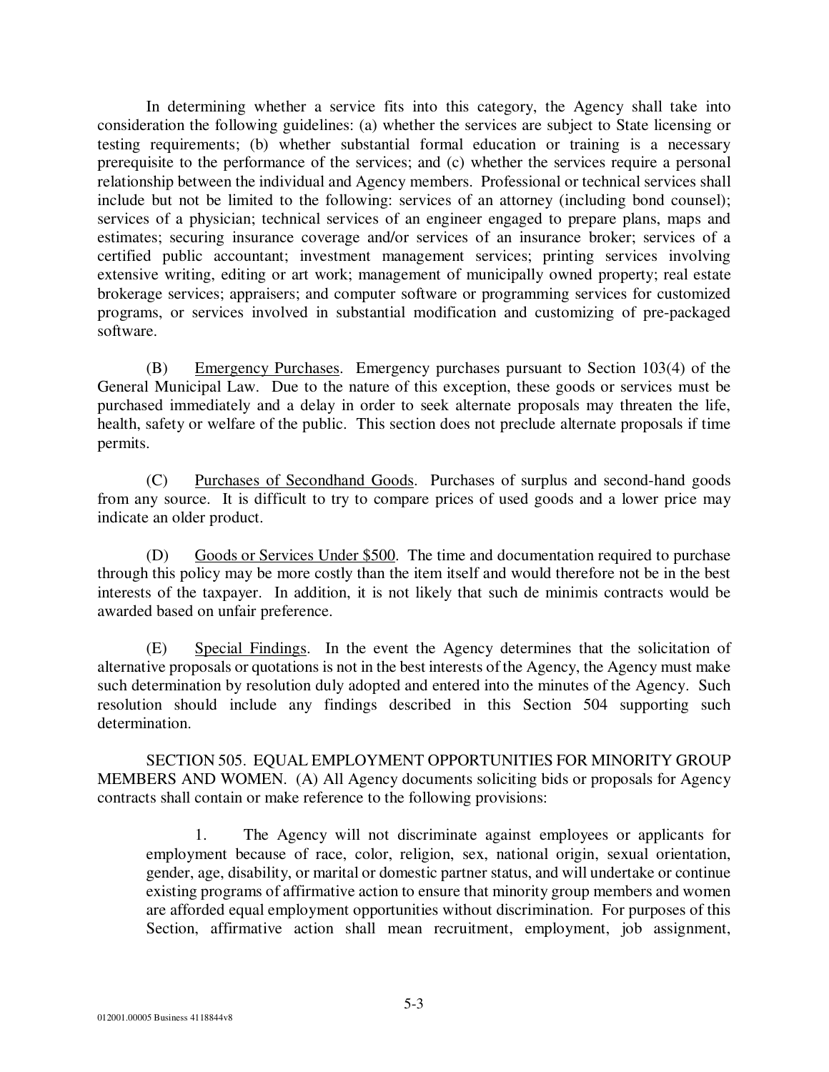In determining whether a service fits into this category, the Agency shall take into consideration the following guidelines: (a) whether the services are subject to State licensing or testing requirements; (b) whether substantial formal education or training is a necessary prerequisite to the performance of the services; and (c) whether the services require a personal relationship between the individual and Agency members. Professional or technical services shall include but not be limited to the following: services of an attorney (including bond counsel); services of a physician; technical services of an engineer engaged to prepare plans, maps and estimates; securing insurance coverage and/or services of an insurance broker; services of a certified public accountant; investment management services; printing services involving extensive writing, editing or art work; management of municipally owned property; real estate brokerage services; appraisers; and computer software or programming services for customized programs, or services involved in substantial modification and customizing of pre-packaged software.

(B) Emergency Purchases. Emergency purchases pursuant to Section 103(4) of the General Municipal Law. Due to the nature of this exception, these goods or services must be purchased immediately and a delay in order to seek alternate proposals may threaten the life, health, safety or welfare of the public. This section does not preclude alternate proposals if time permits.

(C) Purchases of Secondhand Goods. Purchases of surplus and second-hand goods from any source. It is difficult to try to compare prices of used goods and a lower price may indicate an older product.

(D) Goods or Services Under $500. The time and documentation required to purchase through this policy may be more costly than the item itself and would therefore not be in the best interests of the taxpayer. In addition, it is not likely that such de minimis contracts would be awarded based on unfair preference.

(E) Special Findings. In the event the Agency determines that the solicitation of alternative proposals or quotations is not in the best interests of the Agency, the Agency must make such determination by resolution duly adopted and entered into the minutes of the Agency. Such resolution should include any findings described in this Section 504 supporting such determination.

SECTION 505. EQUAL EMPLOYMENT OPPORTUNITIES FOR MINORITY GROUP MEMBERS AND WOMEN. (A) All Agency documents soliciting bids or proposals for Agency contracts shall contain or make reference to the following provisions:

1. The Agency will not discriminate against employees or applicants for employment because of race, color, religion, sex, national origin, sexual orientation, gender, age, disability, or marital or domestic partner status, and will undertake or continue existing programs of affirmative action to ensure that minority group members and women are afforded equal employment opportunities without discrimination. For purposes of this Section, affirmative action shall mean recruitment, employment, job assignment,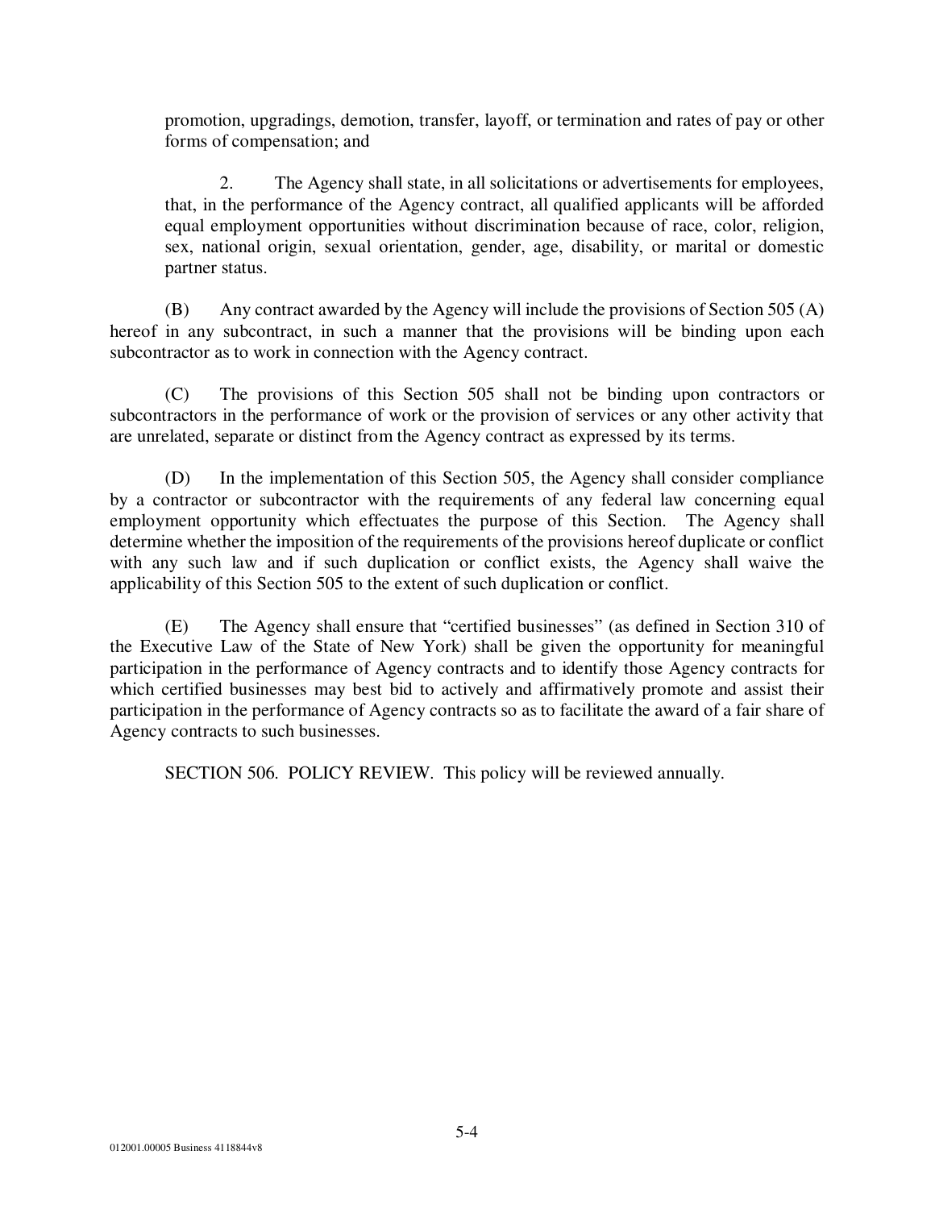promotion, upgradings, demotion, transfer, layoff, or termination and rates of pay or other forms of compensation; and

2. The Agency shall state, in all solicitations or advertisements for employees, that, in the performance of the Agency contract, all qualified applicants will be afforded equal employment opportunities without discrimination because of race, color, religion, sex, national origin, sexual orientation, gender, age, disability, or marital or domestic partner status.

(B) Any contract awarded by the Agency will include the provisions of Section 505 (A) hereof in any subcontract, in such a manner that the provisions will be binding upon each subcontractor as to work in connection with the Agency contract.

(C) The provisions of this Section 505 shall not be binding upon contractors or subcontractors in the performance of work or the provision of services or any other activity that are unrelated, separate or distinct from the Agency contract as expressed by its terms.

(D) In the implementation of this Section 505, the Agency shall consider compliance by a contractor or subcontractor with the requirements of any federal law concerning equal employment opportunity which effectuates the purpose of this Section. The Agency shall determine whether the imposition of the requirements of the provisions hereof duplicate or conflict with any such law and if such duplication or conflict exists, the Agency shall waive the applicability of this Section 505 to the extent of such duplication or conflict.

(E) The Agency shall ensure that "certified businesses" (as defined in Section 310 of the Executive Law of the State of New York) shall be given the opportunity for meaningful participation in the performance of Agency contracts and to identify those Agency contracts for which certified businesses may best bid to actively and affirmatively promote and assist their participation in the performance of Agency contracts so as to facilitate the award of a fair share of Agency contracts to such businesses.

SECTION 506. POLICY REVIEW. This policy will be reviewed annually.